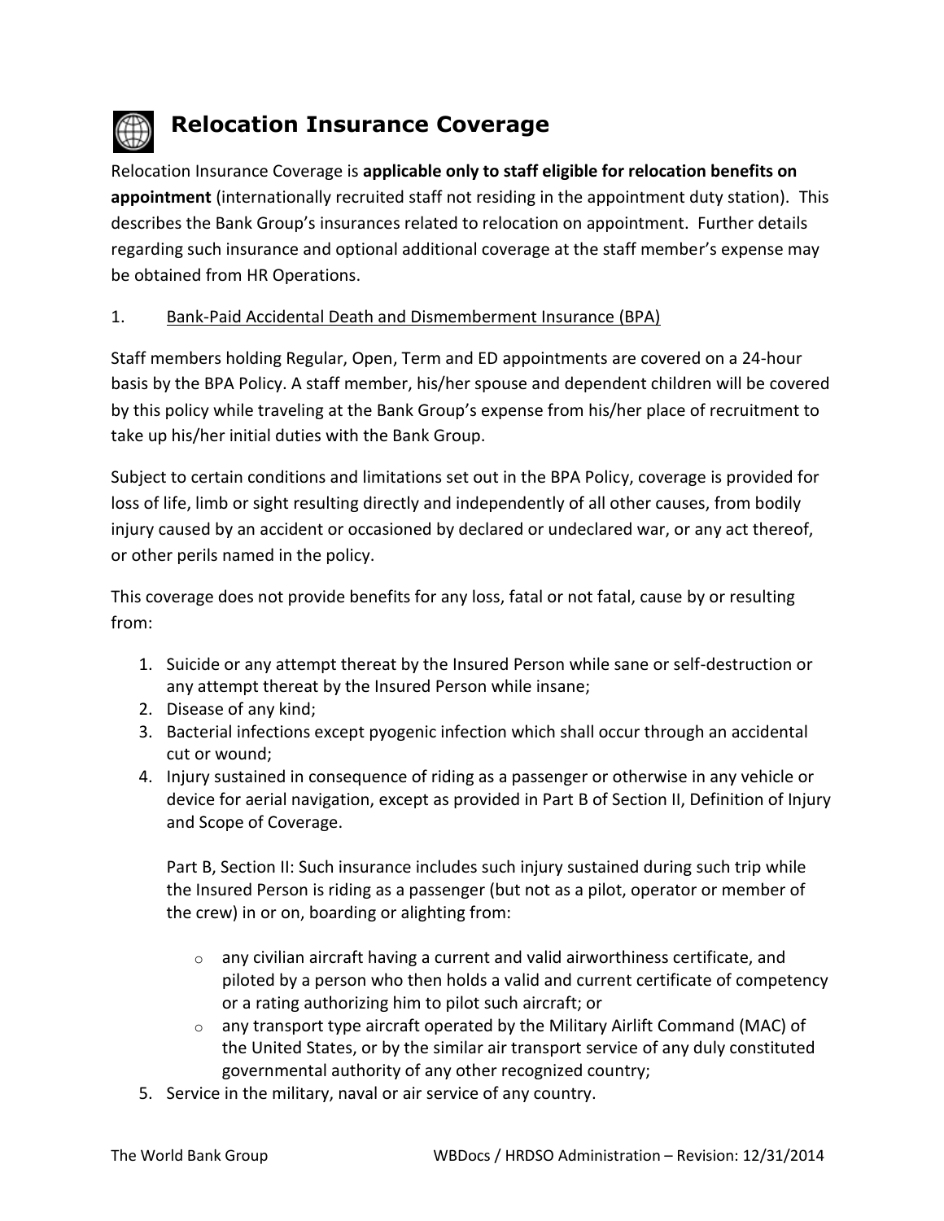# Relocation Insurance Coverage

Relocation Insurance Coverage is **applicable only to staff eligible for relocation benefits on appointment** (internationally recruited staff not residing in the appointment duty station). This describes the Bank Group's insurances related to relocation on appointment. Further details regarding such insurance and optional additional coverage at the staff member's expense may be obtained from HR Operations.

1. Bank-Paid Accidental Death and Dismemberment Insurance (BPA)

Staff members holding Regular, Open, Term and ED appointments are covered on a 24-hour basis by the BPA Policy. A staff member, his/her spouse and dependent children will be covered by this policy while traveling at the Bank Group's expense from his/her place of recruitment to take up his/her initial duties with the Bank Group.

Subject to certain conditions and limitations set out in the BPA Policy, coverage is provided for loss of life, limb or sight resulting directly and independently of all other causes, from bodily injury caused by an accident or occasioned by declared or undeclared war, or any act thereof, or other perils named in the policy.

This coverage does not provide benefits for any loss, fatal or not fatal, cause by or resulting from:

1. Suicide or any attempt thereat by the Insured Person while sane or self-destruction or any attempt thereat by the Insured Person while insane;
2. Disease of any kind;
3. Bacterial infections except pyogenic infection which shall occur through an accidental cut or wound;
4. Injury sustained in consequence of riding as a passenger or otherwise in any vehicle or device for aerial navigation, except as provided in Part B of Section II, Definition of Injury and Scope of Coverage.

   Part B, Section II: Such insurance includes such injury sustained during such trip while the Insured Person is riding as a passenger (but not as a pilot, operator or member of the crew) in or on, boarding or alighting from:

   - any civilian aircraft having a current and valid airworthiness certificate, and piloted by a person who then holds a valid and current certificate of competency or a rating authorizing him to pilot such aircraft; or
   - any transport type aircraft operated by the Military Airlift Command (MAC) of the United States, or by the similar air transport service of any duly constituted governmental authority of any other recognized country;
5. Service in the military, naval or air service of any country.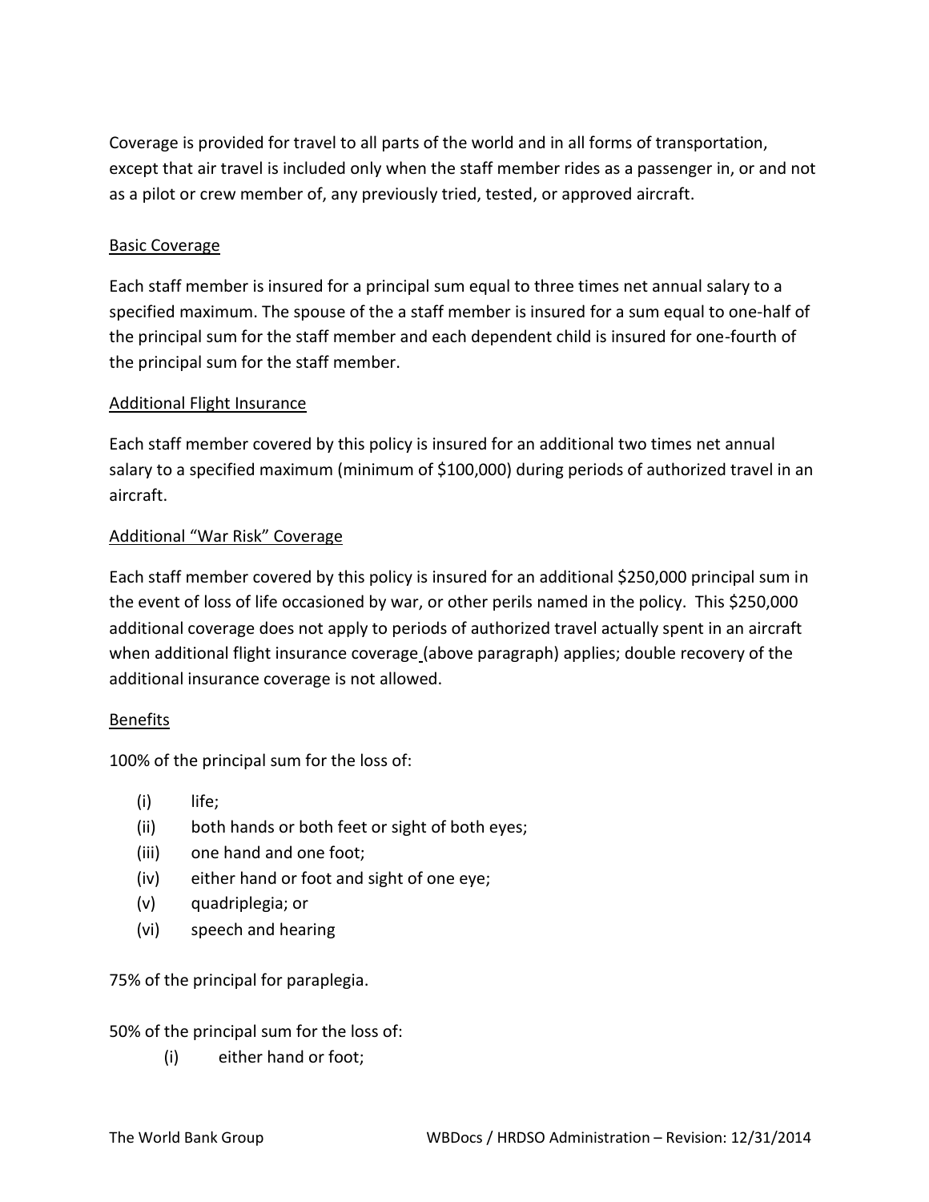Coverage is provided for travel to all parts of the world and in all forms of transportation, except that air travel is included only when the staff member rides as a passenger in, or and not as a pilot or crew member of, any previously tried, tested, or approved aircraft.

<u>Basic Coverage</u>

Each staff member is insured for a principal sum equal to three times net annual salary to a specified maximum. The spouse of the a staff member is insured for a sum equal to one-half of the principal sum for the staff member and each dependent child is insured for one-fourth of the principal sum for the staff member.

<u>Additional Flight Insurance</u>

Each staff member covered by this policy is insured for an additional two times net annual salary to a specified maximum (minimum of $100,000) during periods of authorized travel in an aircraft.

<u>Additional "War Risk" Coverage</u>

Each staff member covered by this policy is insured for an additional $250,000 principal sum in the event of loss of life occasioned by war, or other perils named in the policy. This $250,000 additional coverage does not apply to periods of authorized travel actually spent in an aircraft when additional flight insurance coverage (above paragraph) applies; double recovery of the additional insurance coverage is not allowed.

<u>Benefits</u>

100% of the principal sum for the loss of:

- (i) life;
- (ii) both hands or both feet or sight of both eyes;
- (iii) one hand and one foot;
- (iv) either hand or foot and sight of one eye;
- (v) quadriplegia; or
- (vi) speech and hearing

75% of the principal for paraplegia.

50% of the principal sum for the loss of:

- (i) either hand or foot;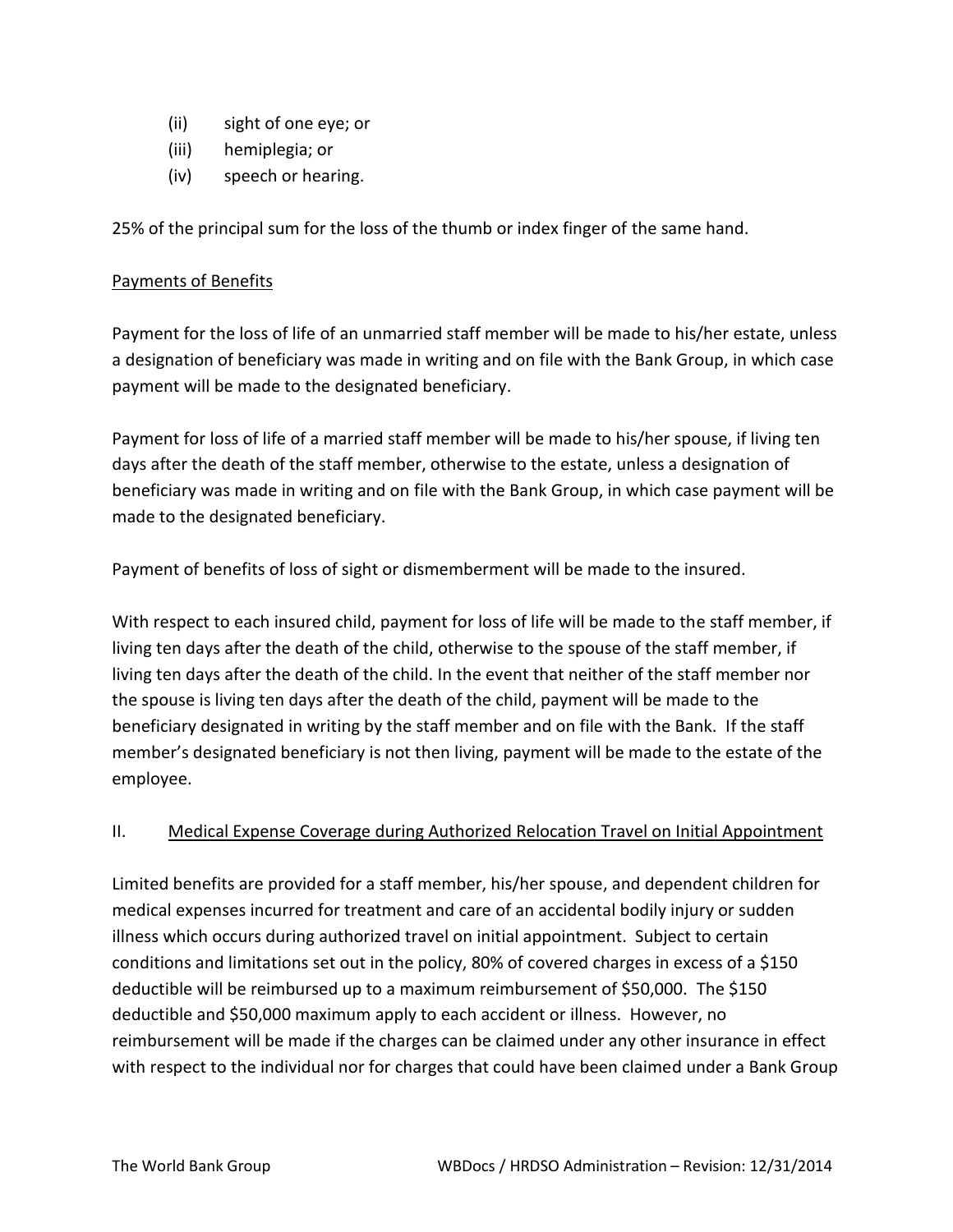(ii) sight of one eye; or
(iii) hemiplegia; or
(iv) speech or hearing.

25% of the principal sum for the loss of the thumb or index finger of the same hand.

Payments of Benefits

Payment for the loss of life of an unmarried staff member will be made to his/her estate, unless a designation of beneficiary was made in writing and on file with the Bank Group, in which case payment will be made to the designated beneficiary.

Payment for loss of life of a married staff member will be made to his/her spouse, if living ten days after the death of the staff member, otherwise to the estate, unless a designation of beneficiary was made in writing and on file with the Bank Group, in which case payment will be made to the designated beneficiary.

Payment of benefits of loss of sight or dismemberment will be made to the insured.

With respect to each insured child, payment for loss of life will be made to the staff member, if living ten days after the death of the child, otherwise to the spouse of the staff member, if living ten days after the death of the child. In the event that neither of the staff member nor the spouse is living ten days after the death of the child, payment will be made to the beneficiary designated in writing by the staff member and on file with the Bank. If the staff member's designated beneficiary is not then living, payment will be made to the estate of the employee.

## II. Medical Expense Coverage during Authorized Relocation Travel on Initial Appointment

Limited benefits are provided for a staff member, his/her spouse, and dependent children for medical expenses incurred for treatment and care of an accidental bodily injury or sudden illness which occurs during authorized travel on initial appointment. Subject to certain conditions and limitations set out in the policy, 80% of covered charges in excess of a $150 deductible will be reimbursed up to a maximum reimbursement of $50,000. The $150 deductible and $50,000 maximum apply to each accident or illness. However, no reimbursement will be made if the charges can be claimed under any other insurance in effect with respect to the individual nor for charges that could have been claimed under a Bank Group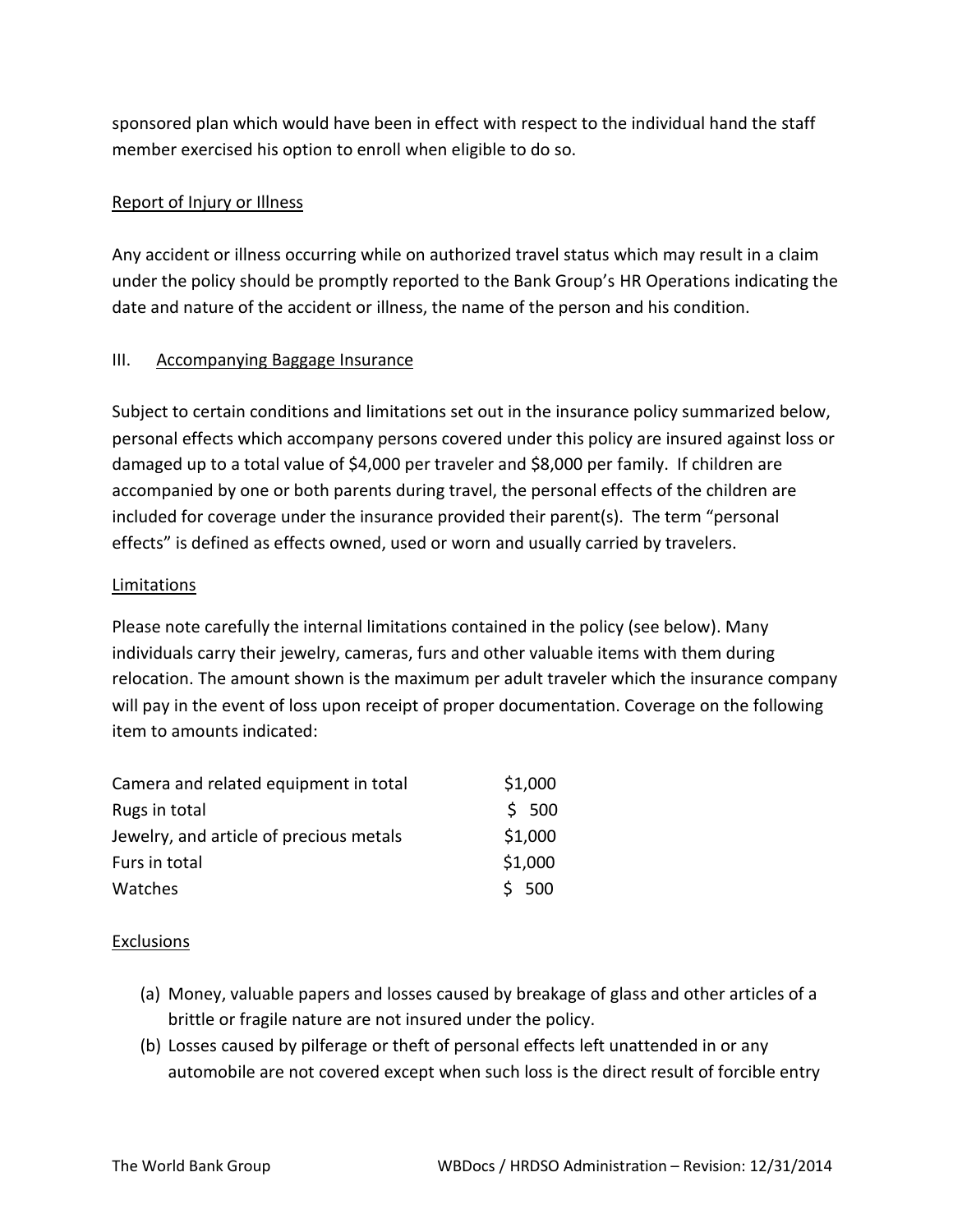sponsored plan which would have been in effect with respect to the individual hand the staff member exercised his option to enroll when eligible to do so.

<u>Report of Injury or Illness</u>

Any accident or illness occurring while on authorized travel status which may result in a claim under the policy should be promptly reported to the Bank Group's HR Operations indicating the date and nature of the accident or illness, the name of the person and his condition.

## III. <u>Accompanying Baggage Insurance</u>

Subject to certain conditions and limitations set out in the insurance policy summarized below, personal effects which accompany persons covered under this policy are insured against loss or damaged up to a total value of $4,000 per traveler and $8,000 per family. If children are accompanied by one or both parents during travel, the personal effects of the children are included for coverage under the insurance provided their parent(s). The term "personal effects" is defined as effects owned, used or worn and usually carried by travelers.

<u>Limitations</u>

Please note carefully the internal limitations contained in the policy (see below). Many individuals carry their jewelry, cameras, furs and other valuable items with them during relocation. The amount shown is the maximum per adult traveler which the insurance company will pay in the event of loss upon receipt of proper documentation. Coverage on the following item to amounts indicated:

| | |
|---|---|
| Camera and related equipment in total | $1,000 |
| Rugs in total | $ 500 |
| Jewelry, and article of precious metals | $1,000 |
| Furs in total | $1,000 |
| Watches | $ 500 |

<u>Exclusions</u>

(a) Money, valuable papers and losses caused by breakage of glass and other articles of a brittle or fragile nature are not insured under the policy.

(b) Losses caused by pilferage or theft of personal effects left unattended in or any automobile are not covered except when such loss is the direct result of forcible entry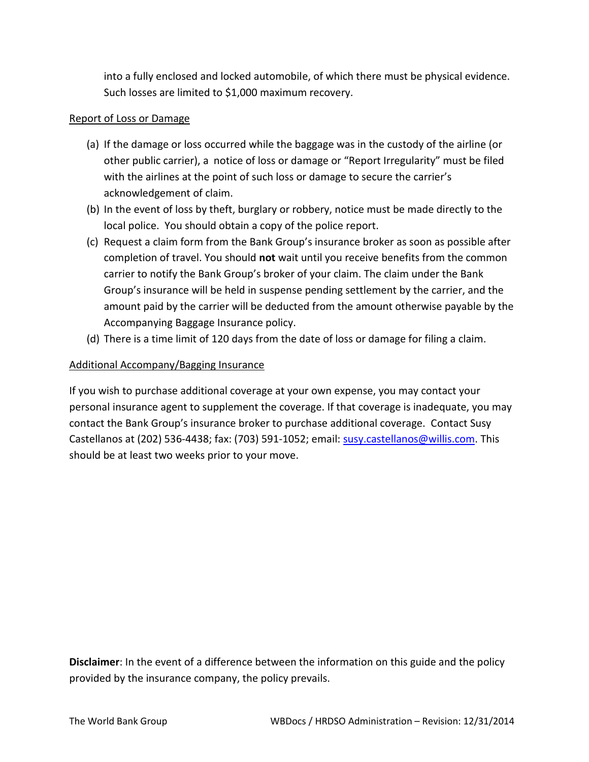into a fully enclosed and locked automobile, of which there must be physical evidence. Such losses are limited to $1,000 maximum recovery.

Report of Loss or Damage

(a) If the damage or loss occurred while the baggage was in the custody of the airline (or other public carrier), a notice of loss or damage or "Report Irregularity" must be filed with the airlines at the point of such loss or damage to secure the carrier's acknowledgement of claim.
(b) In the event of loss by theft, burglary or robbery, notice must be made directly to the local police. You should obtain a copy of the police report.
(c) Request a claim form from the Bank Group's insurance broker as soon as possible after completion of travel. You should **not** wait until you receive benefits from the common carrier to notify the Bank Group's broker of your claim. The claim under the Bank Group's insurance will be held in suspense pending settlement by the carrier, and the amount paid by the carrier will be deducted from the amount otherwise payable by the Accompanying Baggage Insurance policy.
(d) There is a time limit of 120 days from the date of loss or damage for filing a claim.

Additional Accompany/Bagging Insurance

If you wish to purchase additional coverage at your own expense, you may contact your personal insurance agent to supplement the coverage. If that coverage is inadequate, you may contact the Bank Group's insurance broker to purchase additional coverage. Contact Susy Castellanos at (202) 536-4438; fax: (703) 591-1052; email: susy.castellanos@willis.com. This should be at least two weeks prior to your move.

**Disclaimer**: In the event of a difference between the information on this guide and the policy provided by the insurance company, the policy prevails.

The World Bank Group WBDocs / HRDSO Administration – Revision: 12/31/2014